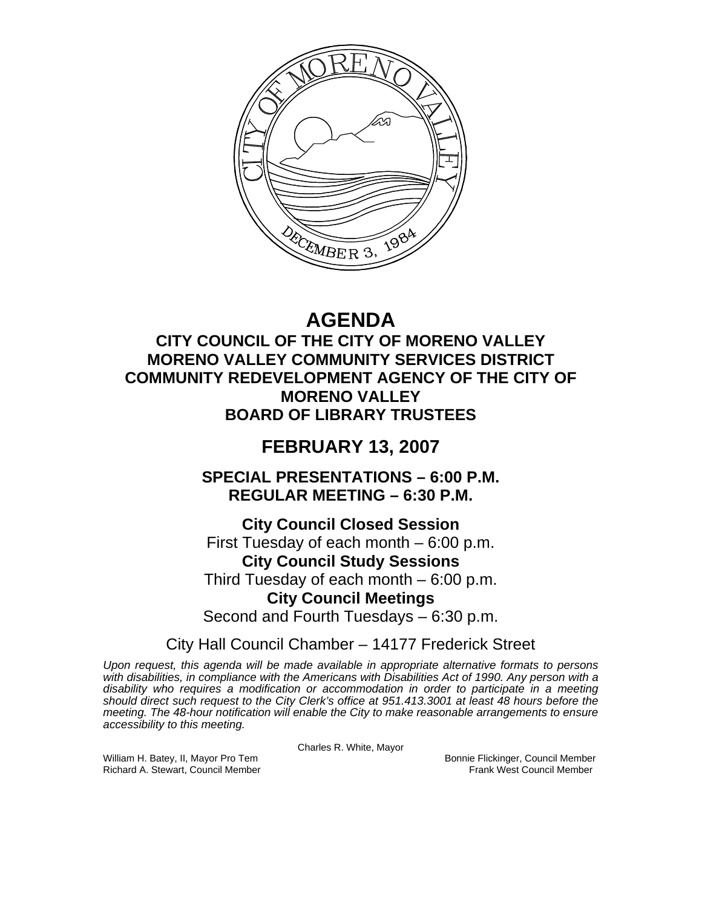# AGENDA

## CITY COUNCIL OF THE CITY OF MORENO VALLEY
## MORENO VALLEY COMMUNITY SERVICES DISTRICT
## COMMUNITY REDEVELOPMENT AGENCY OF THE CITY OF MORENO VALLEY
## BOARD OF LIBRARY TRUSTEES

# FEBRUARY 13, 2007

### SPECIAL PRESENTATIONS – 6:00 P.M.
### REGULAR MEETING – 6:30 P.M.

**City Council Closed Session**
First Tuesday of each month – 6:00 p.m.

**City Council Study Sessions**
Third Tuesday of each month – 6:00 p.m.

**City Council Meetings**
Second and Fourth Tuesdays – 6:30 p.m.

City Hall Council Chamber – 14177 Frederick Street

*Upon request, this agenda will be made available in appropriate alternative formats to persons with disabilities, in compliance with the Americans with Disabilities Act of 1990. Any person with a disability who requires a modification or accommodation in order to participate in a meeting should direct such request to the City Clerk's office at 951.413.3001 at least 48 hours before the meeting. The 48-hour notification will enable the City to make reasonable arrangements to ensure accessibility to this meeting.*

Charles R. White, Mayor

William H. Batey, II, Mayor Pro Tem
Bonnie Flickinger, Council Member
Richard A. Stewart, Council Member
Frank West Council Member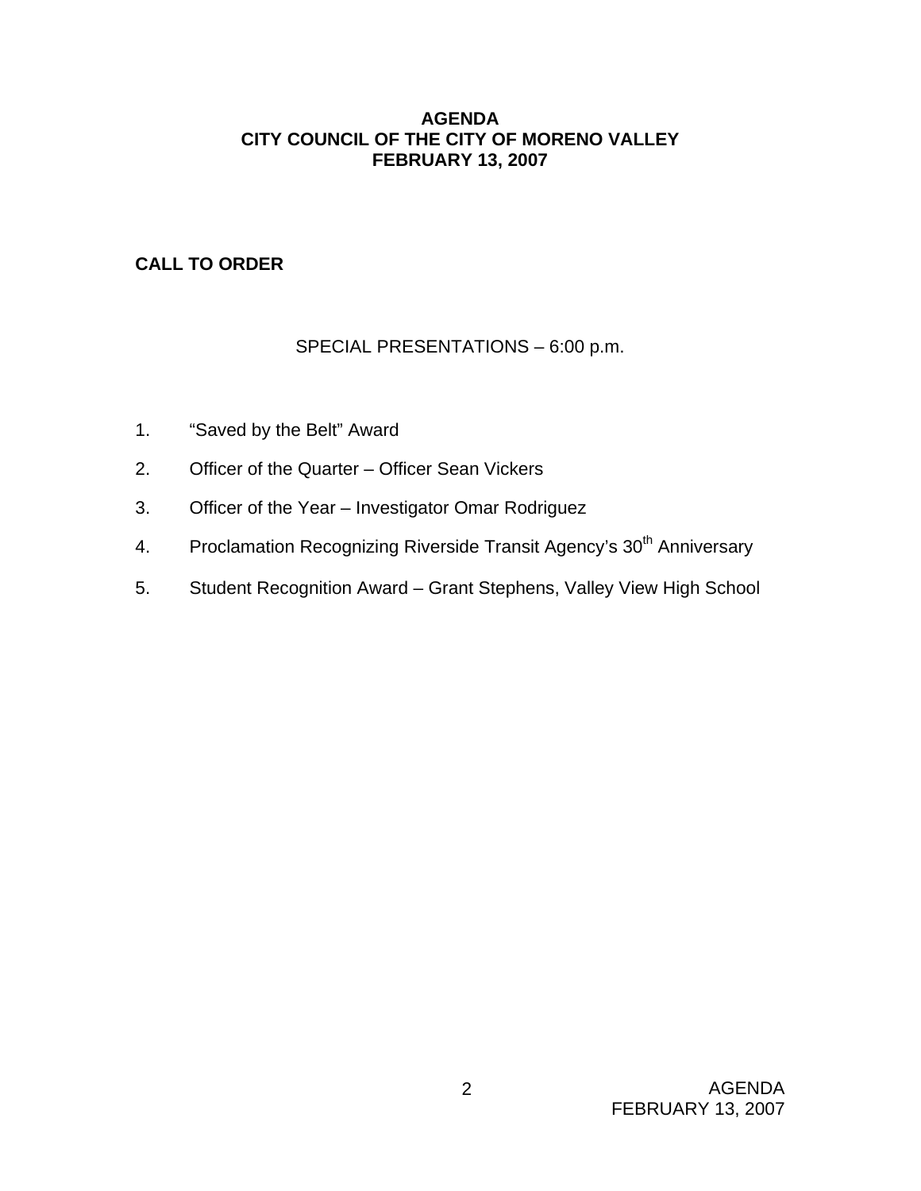**AGENDA**
**CITY COUNCIL OF THE CITY OF MORENO VALLEY**
**FEBRUARY 13, 2007**

**CALL TO ORDER**

SPECIAL PRESENTATIONS – 6:00 p.m.

1. “Saved by the Belt” Award
2. Officer of the Quarter – Officer Sean Vickers
3. Officer of the Year – Investigator Omar Rodriguez
4. Proclamation Recognizing Riverside Transit Agency’s 30th Anniversary
5. Student Recognition Award – Grant Stephens, Valley View High School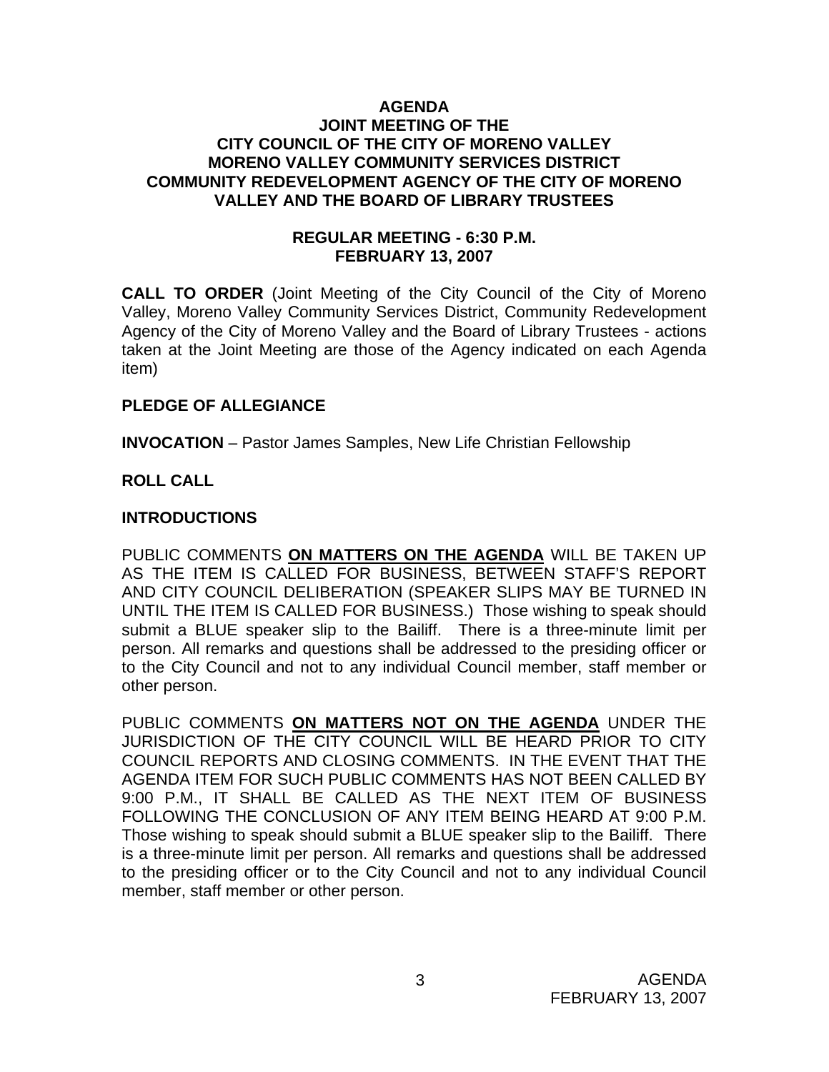**AGENDA**
**JOINT MEETING OF THE**
**CITY COUNCIL OF THE CITY OF MORENO VALLEY**
**MORENO VALLEY COMMUNITY SERVICES DISTRICT**
**COMMUNITY REDEVELOPMENT AGENCY OF THE CITY OF MORENO VALLEY AND THE BOARD OF LIBRARY TRUSTEES**

**REGULAR MEETING - 6:30 P.M.**
**FEBRUARY 13, 2007**

**CALL TO ORDER** (Joint Meeting of the City Council of the City of Moreno Valley, Moreno Valley Community Services District, Community Redevelopment Agency of the City of Moreno Valley and the Board of Library Trustees - actions taken at the Joint Meeting are those of the Agency indicated on each Agenda item)

**PLEDGE OF ALLEGIANCE**

**INVOCATION** – Pastor James Samples, New Life Christian Fellowship

**ROLL CALL**

**INTRODUCTIONS**

PUBLIC COMMENTS **ON MATTERS ON THE AGENDA** WILL BE TAKEN UP AS THE ITEM IS CALLED FOR BUSINESS, BETWEEN STAFF'S REPORT AND CITY COUNCIL DELIBERATION (SPEAKER SLIPS MAY BE TURNED IN UNTIL THE ITEM IS CALLED FOR BUSINESS.) Those wishing to speak should submit a BLUE speaker slip to the Bailiff. There is a three-minute limit per person. All remarks and questions shall be addressed to the presiding officer or to the City Council and not to any individual Council member, staff member or other person.

PUBLIC COMMENTS **ON MATTERS NOT ON THE AGENDA** UNDER THE JURISDICTION OF THE CITY COUNCIL WILL BE HEARD PRIOR TO CITY COUNCIL REPORTS AND CLOSING COMMENTS. IN THE EVENT THAT THE AGENDA ITEM FOR SUCH PUBLIC COMMENTS HAS NOT BEEN CALLED BY 9:00 P.M., IT SHALL BE CALLED AS THE NEXT ITEM OF BUSINESS FOLLOWING THE CONCLUSION OF ANY ITEM BEING HEARD AT 9:00 P.M. Those wishing to speak should submit a BLUE speaker slip to the Bailiff. There is a three-minute limit per person. All remarks and questions shall be addressed to the presiding officer or to the City Council and not to any individual Council member, staff member or other person.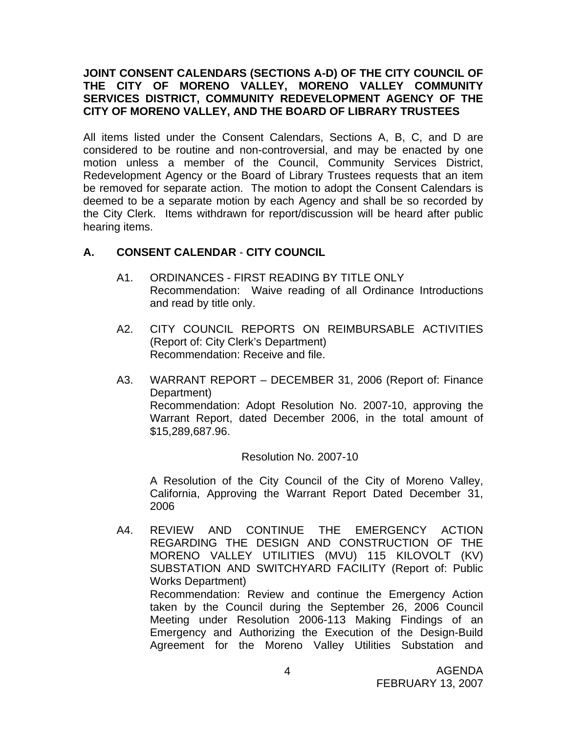**JOINT CONSENT CALENDARS (SECTIONS A-D) OF THE CITY COUNCIL OF THE CITY OF MORENO VALLEY, MORENO VALLEY COMMUNITY SERVICES DISTRICT, COMMUNITY REDEVELOPMENT AGENCY OF THE CITY OF MORENO VALLEY, AND THE BOARD OF LIBRARY TRUSTEES**

All items listed under the Consent Calendars, Sections A, B, C, and D are considered to be routine and non-controversial, and may be enacted by one motion unless a member of the Council, Community Services District, Redevelopment Agency or the Board of Library Trustees requests that an item be removed for separate action. The motion to adopt the Consent Calendars is deemed to be a separate motion by each Agency and shall be so recorded by the City Clerk. Items withdrawn for report/discussion will be heard after public hearing items.

## A. CONSENT CALENDAR - CITY COUNCIL

A1. ORDINANCES - FIRST READING BY TITLE ONLY
Recommendation: Waive reading of all Ordinance Introductions and read by title only.

A2. CITY COUNCIL REPORTS ON REIMBURSABLE ACTIVITIES (Report of: City Clerk's Department)
Recommendation: Receive and file.

A3. WARRANT REPORT – DECEMBER 31, 2006 (Report of: Finance Department)
Recommendation: Adopt Resolution No. 2007-10, approving the Warrant Report, dated December 2006, in the total amount of $15,289,687.96.

Resolution No. 2007-10

A Resolution of the City Council of the City of Moreno Valley, California, Approving the Warrant Report Dated December 31, 2006

A4. REVIEW AND CONTINUE THE EMERGENCY ACTION REGARDING THE DESIGN AND CONSTRUCTION OF THE MORENO VALLEY UTILITIES (MVU) 115 KILOVOLT (KV) SUBSTATION AND SWITCHYARD FACILITY (Report of: Public Works Department)
Recommendation: Review and continue the Emergency Action taken by the Council during the September 26, 2006 Council Meeting under Resolution 2006-113 Making Findings of an Emergency and Authorizing the Execution of the Design-Build Agreement for the Moreno Valley Utilities Substation and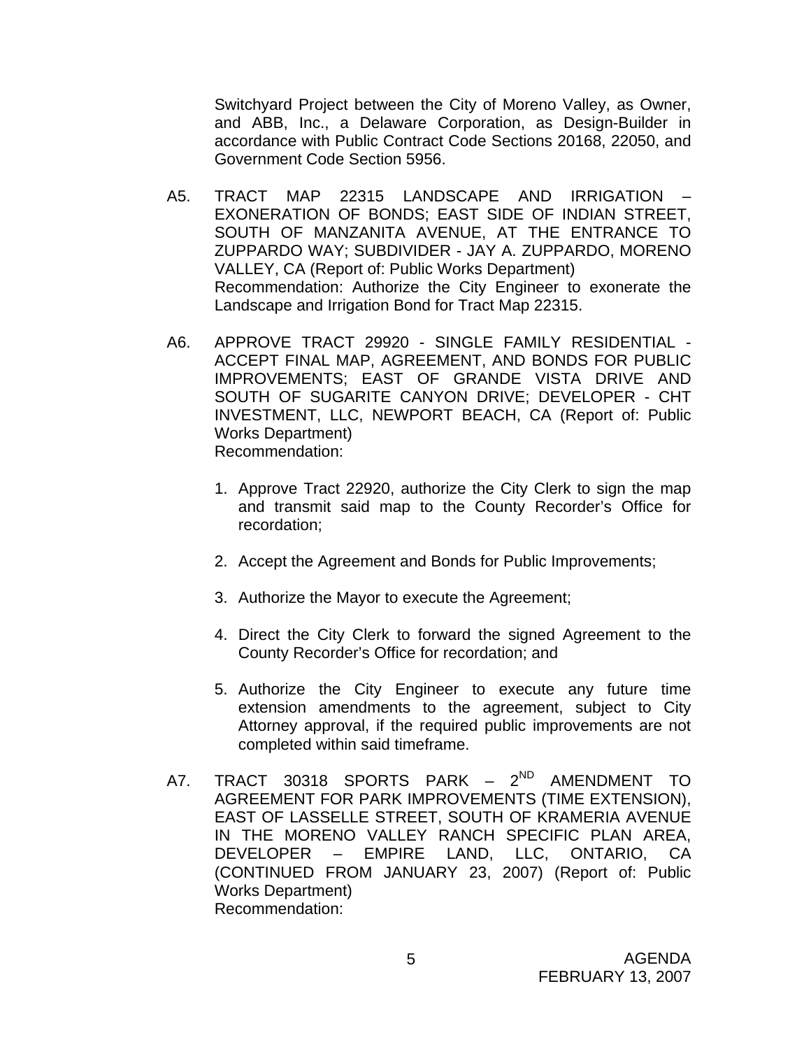Switchyard Project between the City of Moreno Valley, as Owner, and ABB, Inc., a Delaware Corporation, as Design-Builder in accordance with Public Contract Code Sections 20168, 22050, and Government Code Section 5956.

A5. TRACT MAP 22315 LANDSCAPE AND IRRIGATION – EXONERATION OF BONDS; EAST SIDE OF INDIAN STREET, SOUTH OF MANZANITA AVENUE, AT THE ENTRANCE TO ZUPPARDO WAY; SUBDIVIDER - JAY A. ZUPPARDO, MORENO VALLEY, CA (Report of: Public Works Department)
Recommendation: Authorize the City Engineer to exonerate the Landscape and Irrigation Bond for Tract Map 22315.

A6. APPROVE TRACT 29920 - SINGLE FAMILY RESIDENTIAL - ACCEPT FINAL MAP, AGREEMENT, AND BONDS FOR PUBLIC IMPROVEMENTS; EAST OF GRANDE VISTA DRIVE AND SOUTH OF SUGARITE CANYON DRIVE; DEVELOPER - CHT INVESTMENT, LLC, NEWPORT BEACH, CA (Report of: Public Works Department)
Recommendation:

1. Approve Tract 22920, authorize the City Clerk to sign the map and transmit said map to the County Recorder's Office for recordation;

2. Accept the Agreement and Bonds for Public Improvements;

3. Authorize the Mayor to execute the Agreement;

4. Direct the City Clerk to forward the signed Agreement to the County Recorder's Office for recordation; and

5. Authorize the City Engineer to execute any future time extension amendments to the agreement, subject to City Attorney approval, if the required public improvements are not completed within said timeframe.

A7. TRACT 30318 SPORTS PARK – 2ND AMENDMENT TO AGREEMENT FOR PARK IMPROVEMENTS (TIME EXTENSION), EAST OF LASSELLE STREET, SOUTH OF KRAMERIA AVENUE IN THE MORENO VALLEY RANCH SPECIFIC PLAN AREA, DEVELOPER – EMPIRE LAND, LLC, ONTARIO, CA (CONTINUED FROM JANUARY 23, 2007) (Report of: Public Works Department)
Recommendation: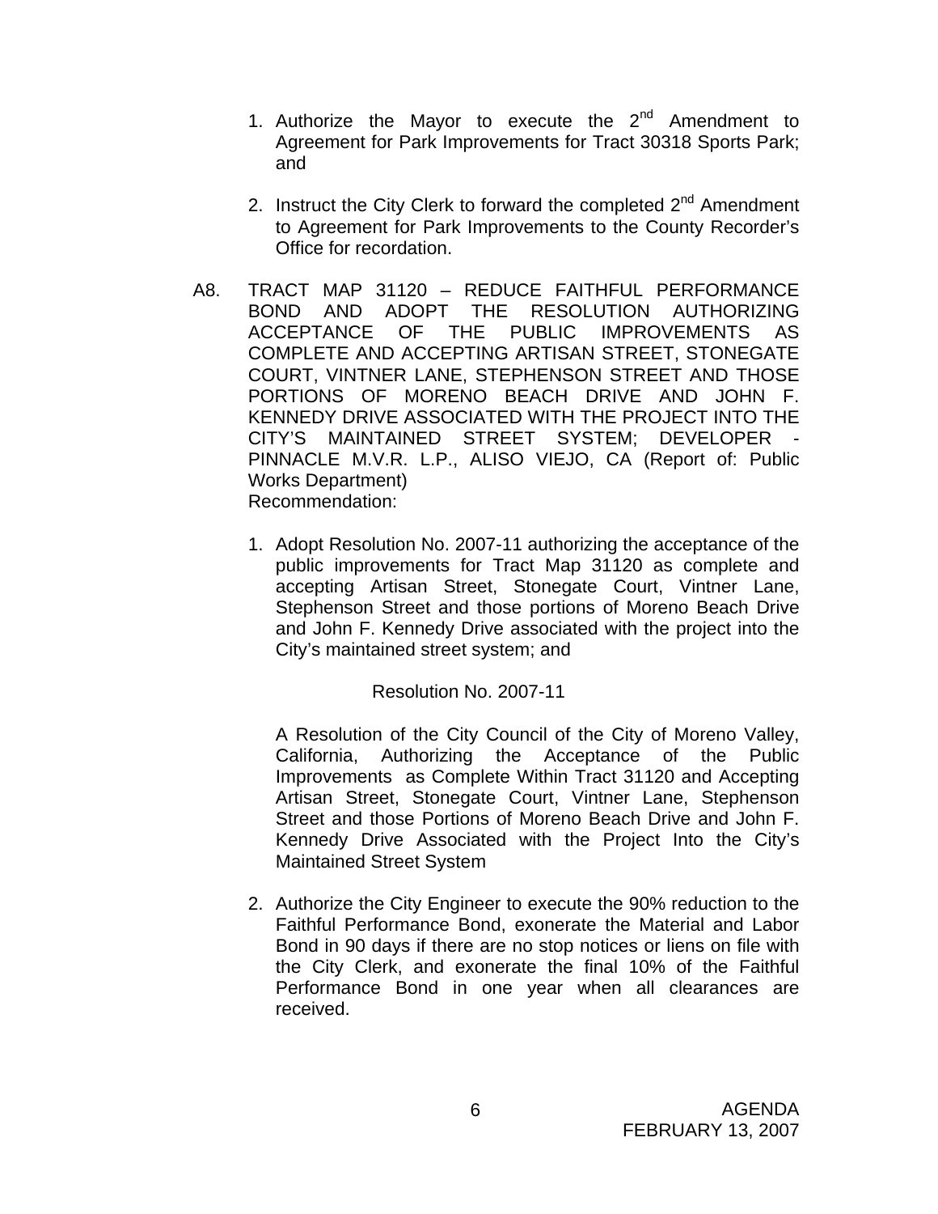1. Authorize the Mayor to execute the 2nd Amendment to Agreement for Park Improvements for Tract 30318 Sports Park; and

2. Instruct the City Clerk to forward the completed 2nd Amendment to Agreement for Park Improvements to the County Recorder's Office for recordation.

A8. TRACT MAP 31120 – REDUCE FAITHFUL PERFORMANCE BOND AND ADOPT THE RESOLUTION AUTHORIZING ACCEPTANCE OF THE PUBLIC IMPROVEMENTS AS COMPLETE AND ACCEPTING ARTISAN STREET, STONEGATE COURT, VINTNER LANE, STEPHENSON STREET AND THOSE PORTIONS OF MORENO BEACH DRIVE AND JOHN F. KENNEDY DRIVE ASSOCIATED WITH THE PROJECT INTO THE CITY'S MAINTAINED STREET SYSTEM; DEVELOPER - PINNACLE M.V.R. L.P., ALISO VIEJO, CA (Report of: Public Works Department)
Recommendation:

1. Adopt Resolution No. 2007-11 authorizing the acceptance of the public improvements for Tract Map 31120 as complete and accepting Artisan Street, Stonegate Court, Vintner Lane, Stephenson Street and those portions of Moreno Beach Drive and John F. Kennedy Drive associated with the project into the City's maintained street system; and

   Resolution No. 2007-11

   A Resolution of the City Council of the City of Moreno Valley, California, Authorizing the Acceptance of the Public Improvements as Complete Within Tract 31120 and Accepting Artisan Street, Stonegate Court, Vintner Lane, Stephenson Street and those Portions of Moreno Beach Drive and John F. Kennedy Drive Associated with the Project Into the City's Maintained Street System

2. Authorize the City Engineer to execute the 90% reduction to the Faithful Performance Bond, exonerate the Material and Labor Bond in 90 days if there are no stop notices or liens on file with the City Clerk, and exonerate the final 10% of the Faithful Performance Bond in one year when all clearances are received.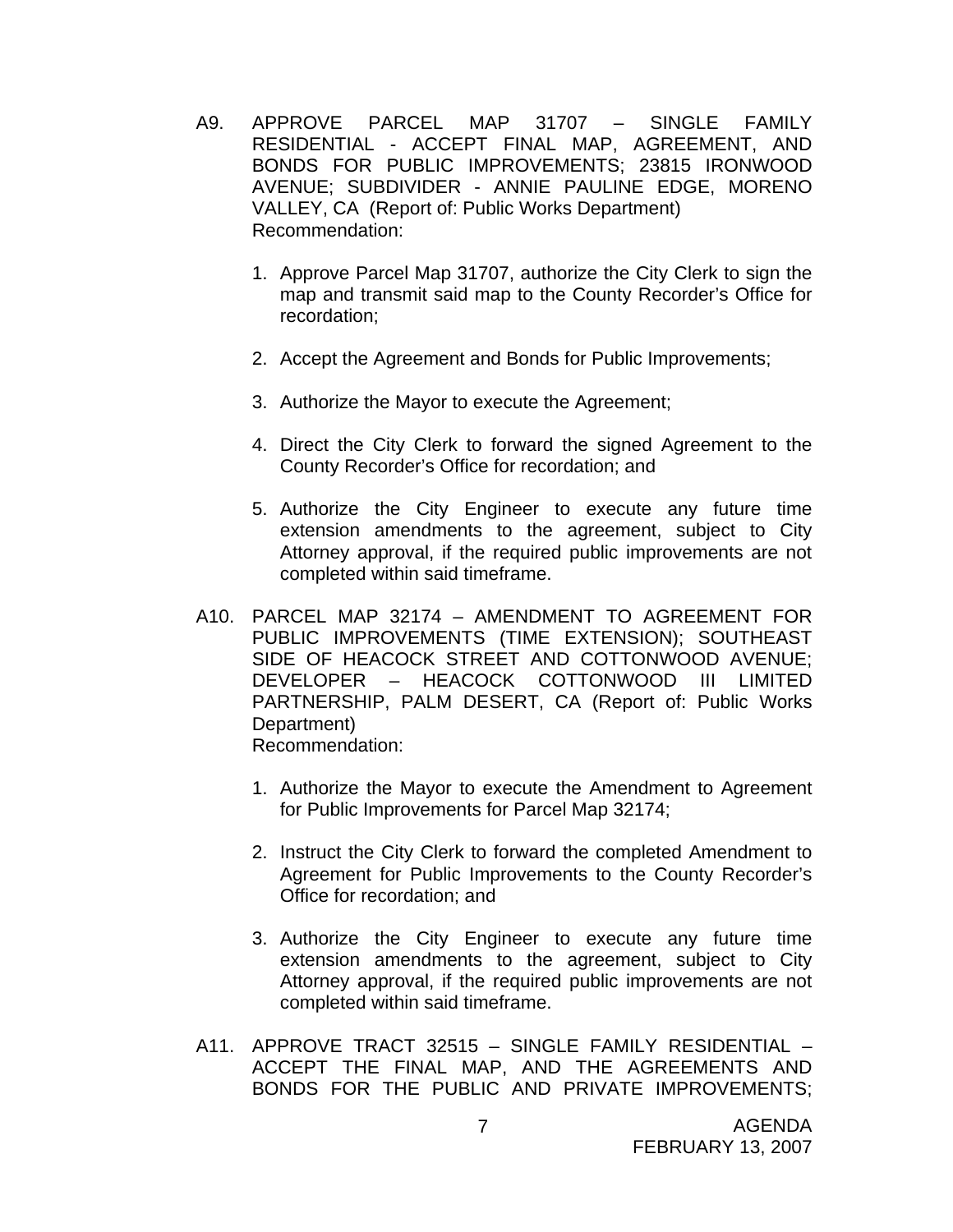A9. APPROVE PARCEL MAP 31707 – SINGLE FAMILY RESIDENTIAL - ACCEPT FINAL MAP, AGREEMENT, AND BONDS FOR PUBLIC IMPROVEMENTS; 23815 IRONWOOD AVENUE; SUBDIVIDER - ANNIE PAULINE EDGE, MORENO VALLEY, CA (Report of: Public Works Department)
Recommendation:

1. Approve Parcel Map 31707, authorize the City Clerk to sign the map and transmit said map to the County Recorder's Office for recordation;

2. Accept the Agreement and Bonds for Public Improvements;

3. Authorize the Mayor to execute the Agreement;

4. Direct the City Clerk to forward the signed Agreement to the County Recorder's Office for recordation; and

5. Authorize the City Engineer to execute any future time extension amendments to the agreement, subject to City Attorney approval, if the required public improvements are not completed within said timeframe.

A10. PARCEL MAP 32174 – AMENDMENT TO AGREEMENT FOR PUBLIC IMPROVEMENTS (TIME EXTENSION); SOUTHEAST SIDE OF HEACOCK STREET AND COTTONWOOD AVENUE; DEVELOPER – HEACOCK COTTONWOOD III LIMITED PARTNERSHIP, PALM DESERT, CA (Report of: Public Works Department)
Recommendation:

1. Authorize the Mayor to execute the Amendment to Agreement for Public Improvements for Parcel Map 32174;

2. Instruct the City Clerk to forward the completed Amendment to Agreement for Public Improvements to the County Recorder's Office for recordation; and

3. Authorize the City Engineer to execute any future time extension amendments to the agreement, subject to City Attorney approval, if the required public improvements are not completed within said timeframe.

A11. APPROVE TRACT 32515 – SINGLE FAMILY RESIDENTIAL – ACCEPT THE FINAL MAP, AND THE AGREEMENTS AND BONDS FOR THE PUBLIC AND PRIVATE IMPROVEMENTS;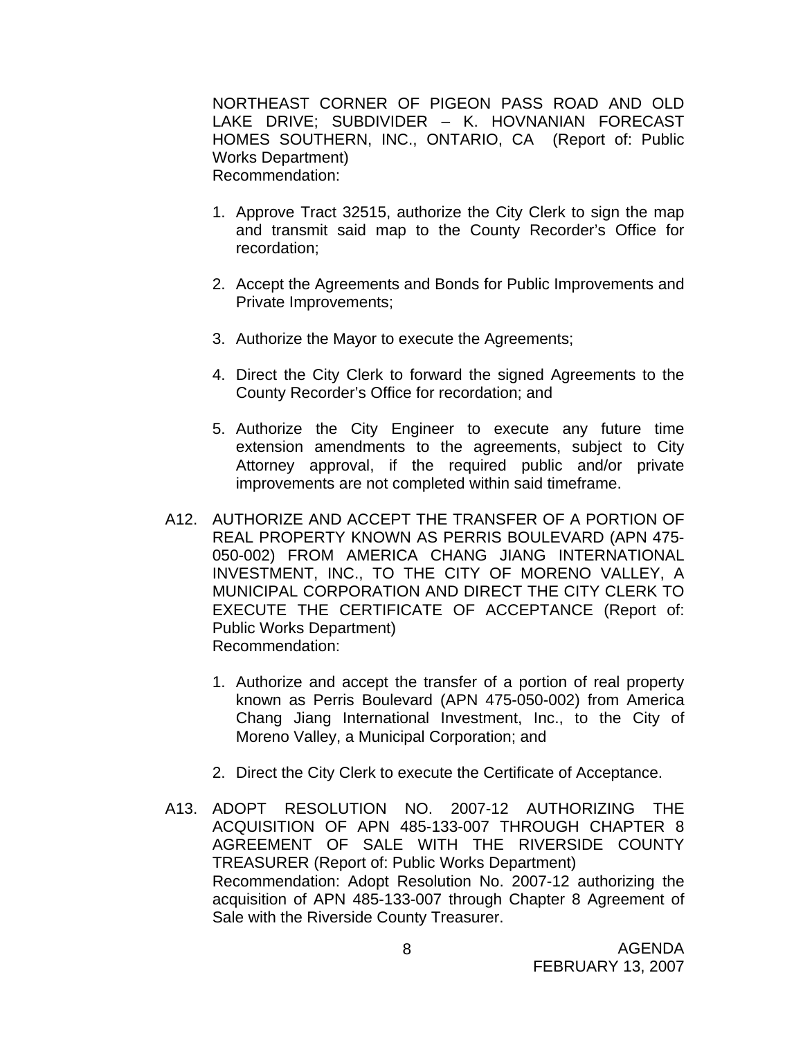NORTHEAST CORNER OF PIGEON PASS ROAD AND OLD LAKE DRIVE; SUBDIVIDER – K. HOVNANIAN FORECAST HOMES SOUTHERN, INC., ONTARIO, CA (Report of: Public Works Department)
Recommendation:

1. Approve Tract 32515, authorize the City Clerk to sign the map and transmit said map to the County Recorder's Office for recordation;

2. Accept the Agreements and Bonds for Public Improvements and Private Improvements;

3. Authorize the Mayor to execute the Agreements;

4. Direct the City Clerk to forward the signed Agreements to the County Recorder's Office for recordation; and

5. Authorize the City Engineer to execute any future time extension amendments to the agreements, subject to City Attorney approval, if the required public and/or private improvements are not completed within said timeframe.

A12. AUTHORIZE AND ACCEPT THE TRANSFER OF A PORTION OF REAL PROPERTY KNOWN AS PERRIS BOULEVARD (APN 475-050-002) FROM AMERICA CHANG JIANG INTERNATIONAL INVESTMENT, INC., TO THE CITY OF MORENO VALLEY, A MUNICIPAL CORPORATION AND DIRECT THE CITY CLERK TO EXECUTE THE CERTIFICATE OF ACCEPTANCE (Report of: Public Works Department)
Recommendation:

1. Authorize and accept the transfer of a portion of real property known as Perris Boulevard (APN 475-050-002) from America Chang Jiang International Investment, Inc., to the City of Moreno Valley, a Municipal Corporation; and

2. Direct the City Clerk to execute the Certificate of Acceptance.

A13. ADOPT RESOLUTION NO. 2007-12 AUTHORIZING THE ACQUISITION OF APN 485-133-007 THROUGH CHAPTER 8 AGREEMENT OF SALE WITH THE RIVERSIDE COUNTY TREASURER (Report of: Public Works Department)
Recommendation: Adopt Resolution No. 2007-12 authorizing the acquisition of APN 485-133-007 through Chapter 8 Agreement of Sale with the Riverside County Treasurer.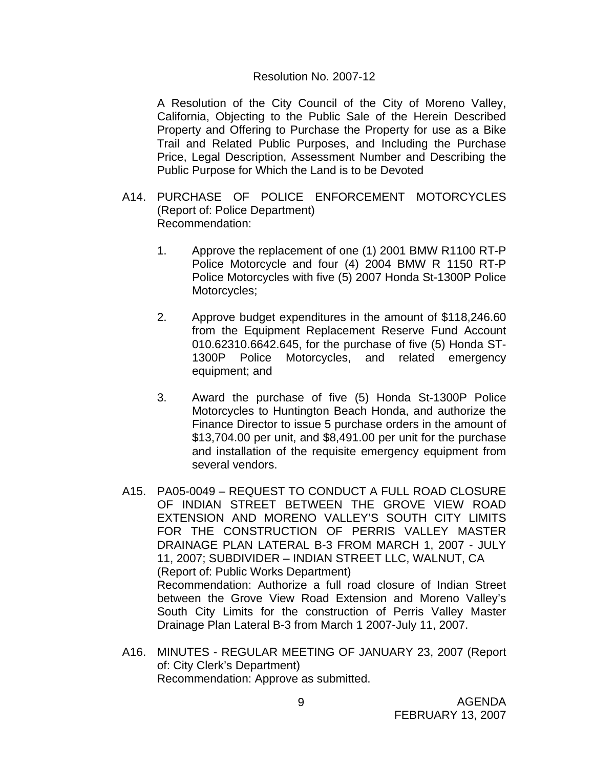Resolution No. 2007-12

A Resolution of the City Council of the City of Moreno Valley, California, Objecting to the Public Sale of the Herein Described Property and Offering to Purchase the Property for use as a Bike Trail and Related Public Purposes, and Including the Purchase Price, Legal Description, Assessment Number and Describing the Public Purpose for Which the Land is to be Devoted

A14. PURCHASE OF POLICE ENFORCEMENT MOTORCYCLES (Report of: Police Department)
Recommendation:

1. Approve the replacement of one (1) 2001 BMW R1100 RT-P Police Motorcycle and four (4) 2004 BMW R 1150 RT-P Police Motorcycles with five (5) 2007 Honda St-1300P Police Motorcycles;

2. Approve budget expenditures in the amount of $118,246.60 from the Equipment Replacement Reserve Fund Account 010.62310.6642.645, for the purchase of five (5) Honda ST-1300P Police Motorcycles, and related emergency equipment; and

3. Award the purchase of five (5) Honda St-1300P Police Motorcycles to Huntington Beach Honda, and authorize the Finance Director to issue 5 purchase orders in the amount of $13,704.00 per unit, and $8,491.00 per unit for the purchase and installation of the requisite emergency equipment from several vendors.

A15. PA05-0049 – REQUEST TO CONDUCT A FULL ROAD CLOSURE OF INDIAN STREET BETWEEN THE GROVE VIEW ROAD EXTENSION AND MORENO VALLEY'S SOUTH CITY LIMITS FOR THE CONSTRUCTION OF PERRIS VALLEY MASTER DRAINAGE PLAN LATERAL B-3 FROM MARCH 1, 2007 - JULY 11, 2007; SUBDIVIDER – INDIAN STREET LLC, WALNUT, CA (Report of: Public Works Department)
Recommendation: Authorize a full road closure of Indian Street between the Grove View Road Extension and Moreno Valley's South City Limits for the construction of Perris Valley Master Drainage Plan Lateral B-3 from March 1 2007-July 11, 2007.

A16. MINUTES - REGULAR MEETING OF JANUARY 23, 2007 (Report of: City Clerk's Department)
Recommendation: Approve as submitted.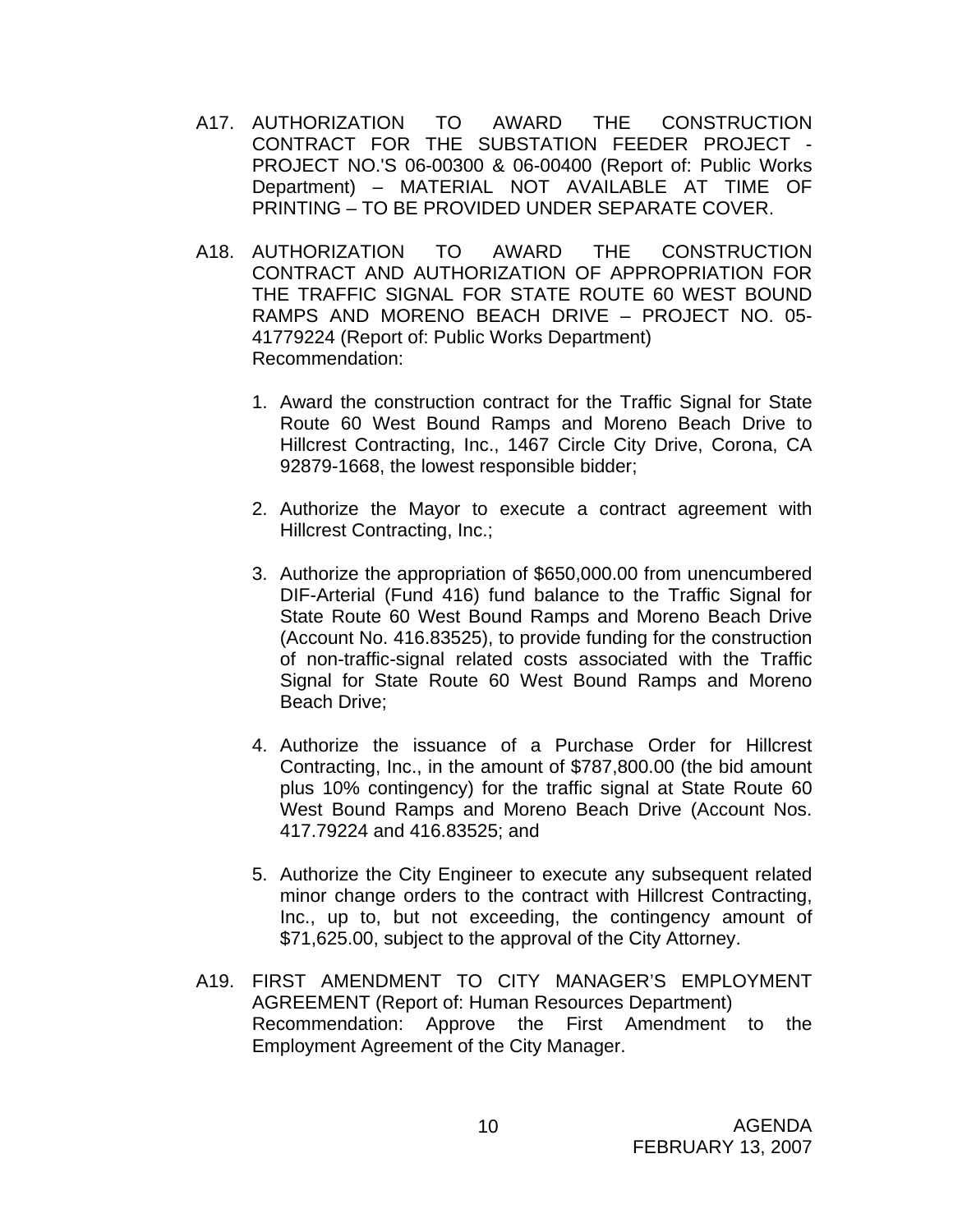A17. AUTHORIZATION TO AWARD THE CONSTRUCTION CONTRACT FOR THE SUBSTATION FEEDER PROJECT - PROJECT NO.'S 06-00300 & 06-00400 (Report of: Public Works Department) – MATERIAL NOT AVAILABLE AT TIME OF PRINTING – TO BE PROVIDED UNDER SEPARATE COVER.

A18. AUTHORIZATION TO AWARD THE CONSTRUCTION CONTRACT AND AUTHORIZATION OF APPROPRIATION FOR THE TRAFFIC SIGNAL FOR STATE ROUTE 60 WEST BOUND RAMPS AND MORENO BEACH DRIVE – PROJECT NO. 05-41779224 (Report of: Public Works Department)
Recommendation:

1. Award the construction contract for the Traffic Signal for State Route 60 West Bound Ramps and Moreno Beach Drive to Hillcrest Contracting, Inc., 1467 Circle City Drive, Corona, CA 92879-1668, the lowest responsible bidder;

2. Authorize the Mayor to execute a contract agreement with Hillcrest Contracting, Inc.;

3. Authorize the appropriation of $650,000.00 from unencumbered DIF-Arterial (Fund 416) fund balance to the Traffic Signal for State Route 60 West Bound Ramps and Moreno Beach Drive (Account No. 416.83525), to provide funding for the construction of non-traffic-signal related costs associated with the Traffic Signal for State Route 60 West Bound Ramps and Moreno Beach Drive;

4. Authorize the issuance of a Purchase Order for Hillcrest Contracting, Inc., in the amount of $787,800.00 (the bid amount plus 10% contingency) for the traffic signal at State Route 60 West Bound Ramps and Moreno Beach Drive (Account Nos. 417.79224 and 416.83525; and

5. Authorize the City Engineer to execute any subsequent related minor change orders to the contract with Hillcrest Contracting, Inc., up to, but not exceeding, the contingency amount of $71,625.00, subject to the approval of the City Attorney.

A19. FIRST AMENDMENT TO CITY MANAGER'S EMPLOYMENT AGREEMENT (Report of: Human Resources Department)
Recommendation: Approve the First Amendment to the Employment Agreement of the City Manager.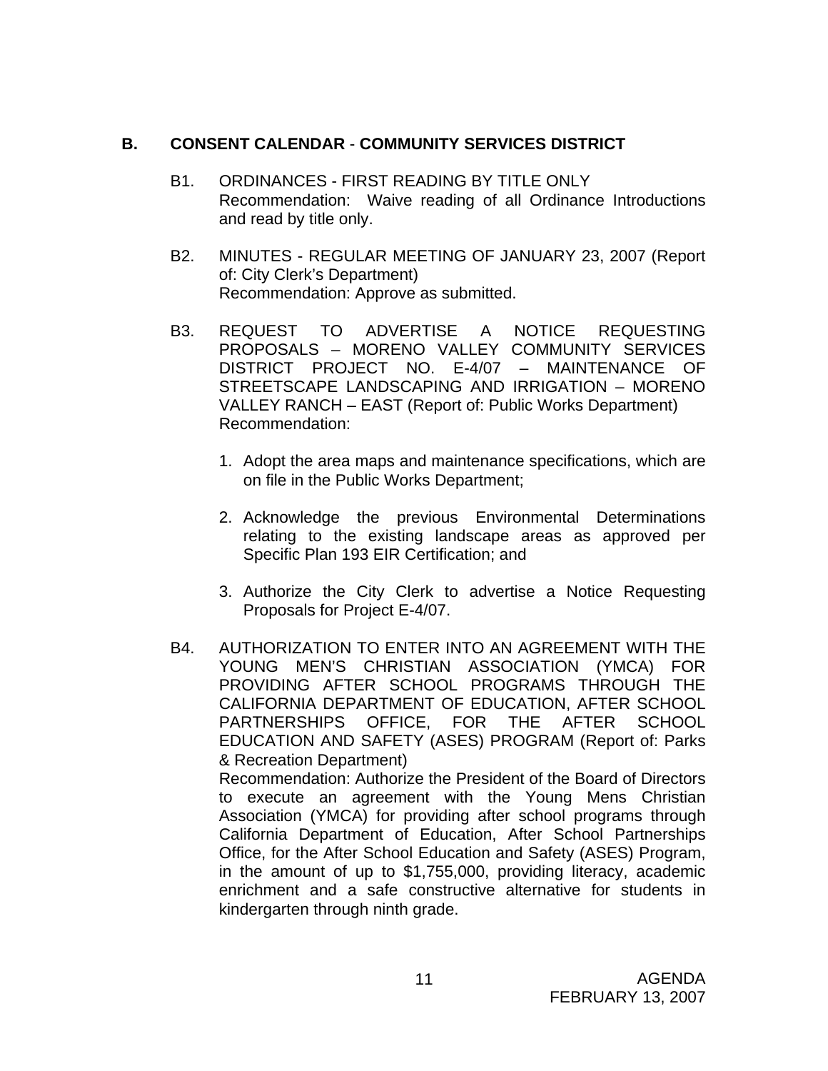## B. CONSENT CALENDAR - COMMUNITY SERVICES DISTRICT

B1. ORDINANCES - FIRST READING BY TITLE ONLY
Recommendation: Waive reading of all Ordinance Introductions and read by title only.

B2. MINUTES - REGULAR MEETING OF JANUARY 23, 2007 (Report of: City Clerk's Department)
Recommendation: Approve as submitted.

B3. REQUEST TO ADVERTISE A NOTICE REQUESTING PROPOSALS – MORENO VALLEY COMMUNITY SERVICES DISTRICT PROJECT NO. E-4/07 – MAINTENANCE OF STREETSCAPE LANDSCAPING AND IRRIGATION – MORENO VALLEY RANCH – EAST (Report of: Public Works Department)
Recommendation:

1. Adopt the area maps and maintenance specifications, which are on file in the Public Works Department;
2. Acknowledge the previous Environmental Determinations relating to the existing landscape areas as approved per Specific Plan 193 EIR Certification; and
3. Authorize the City Clerk to advertise a Notice Requesting Proposals for Project E-4/07.

B4. AUTHORIZATION TO ENTER INTO AN AGREEMENT WITH THE YOUNG MEN'S CHRISTIAN ASSOCIATION (YMCA) FOR PROVIDING AFTER SCHOOL PROGRAMS THROUGH THE CALIFORNIA DEPARTMENT OF EDUCATION, AFTER SCHOOL PARTNERSHIPS OFFICE, FOR THE AFTER SCHOOL EDUCATION AND SAFETY (ASES) PROGRAM (Report of: Parks & Recreation Department)
Recommendation: Authorize the President of the Board of Directors to execute an agreement with the Young Mens Christian Association (YMCA) for providing after school programs through California Department of Education, After School Partnerships Office, for the After School Education and Safety (ASES) Program, in the amount of up to $1,755,000, providing literacy, academic enrichment and a safe constructive alternative for students in kindergarten through ninth grade.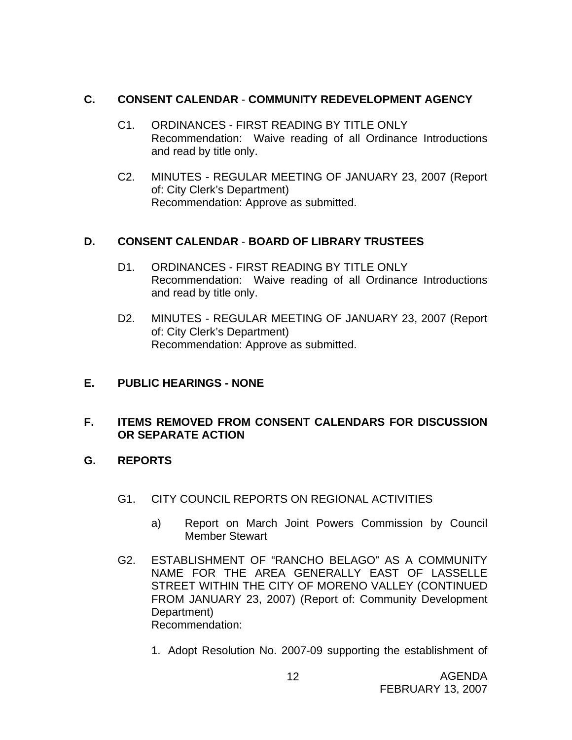## C. CONSENT CALENDAR - COMMUNITY REDEVELOPMENT AGENCY

C1. ORDINANCES - FIRST READING BY TITLE ONLY
Recommendation: Waive reading of all Ordinance Introductions and read by title only.

C2. MINUTES - REGULAR MEETING OF JANUARY 23, 2007 (Report of: City Clerk's Department)
Recommendation: Approve as submitted.

## D. CONSENT CALENDAR - BOARD OF LIBRARY TRUSTEES

D1. ORDINANCES - FIRST READING BY TITLE ONLY
Recommendation: Waive reading of all Ordinance Introductions and read by title only.

D2. MINUTES - REGULAR MEETING OF JANUARY 23, 2007 (Report of: City Clerk's Department)
Recommendation: Approve as submitted.

## E. PUBLIC HEARINGS - NONE

## F. ITEMS REMOVED FROM CONSENT CALENDARS FOR DISCUSSION OR SEPARATE ACTION

## G. REPORTS

G1. CITY COUNCIL REPORTS ON REGIONAL ACTIVITIES

a) Report on March Joint Powers Commission by Council Member Stewart

G2. ESTABLISHMENT OF "RANCHO BELAGO" AS A COMMUNITY NAME FOR THE AREA GENERALLY EAST OF LASSELLE STREET WITHIN THE CITY OF MORENO VALLEY (CONTINUED FROM JANUARY 23, 2007) (Report of: Community Development Department)
Recommendation:

1. Adopt Resolution No. 2007-09 supporting the establishment of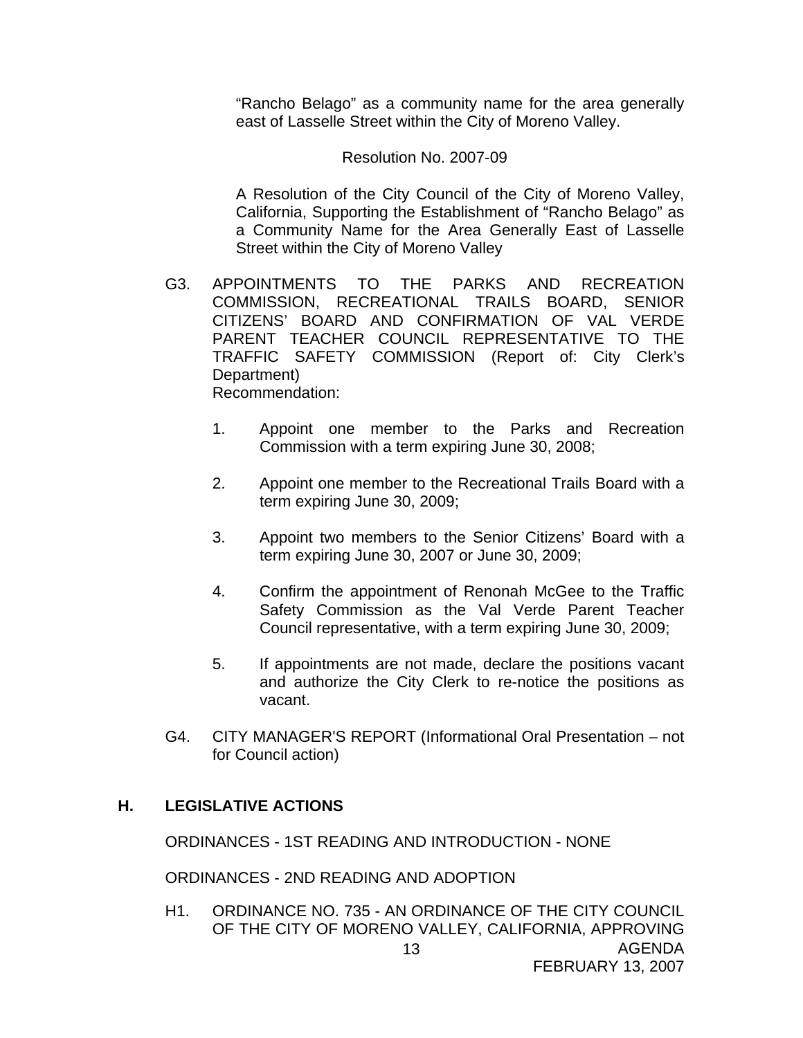"Rancho Belago" as a community name for the area generally east of Lasselle Street within the City of Moreno Valley.

Resolution No. 2007-09

A Resolution of the City Council of the City of Moreno Valley, California, Supporting the Establishment of "Rancho Belago" as a Community Name for the Area Generally East of Lasselle Street within the City of Moreno Valley

G3. APPOINTMENTS TO THE PARKS AND RECREATION COMMISSION, RECREATIONAL TRAILS BOARD, SENIOR CITIZENS' BOARD AND CONFIRMATION OF VAL VERDE PARENT TEACHER COUNCIL REPRESENTATIVE TO THE TRAFFIC SAFETY COMMISSION (Report of: City Clerk's Department)
Recommendation:

1. Appoint one member to the Parks and Recreation Commission with a term expiring June 30, 2008;

2. Appoint one member to the Recreational Trails Board with a term expiring June 30, 2009;

3. Appoint two members to the Senior Citizens' Board with a term expiring June 30, 2007 or June 30, 2009;

4. Confirm the appointment of Renonah McGee to the Traffic Safety Commission as the Val Verde Parent Teacher Council representative, with a term expiring June 30, 2009;

5. If appointments are not made, declare the positions vacant and authorize the City Clerk to re-notice the positions as vacant.

G4. CITY MANAGER'S REPORT (Informational Oral Presentation – not for Council action)

## H. LEGISLATIVE ACTIONS

ORDINANCES - 1ST READING AND INTRODUCTION - NONE

ORDINANCES - 2ND READING AND ADOPTION

H1. ORDINANCE NO. 735 - AN ORDINANCE OF THE CITY COUNCIL OF THE CITY OF MORENO VALLEY, CALIFORNIA, APPROVING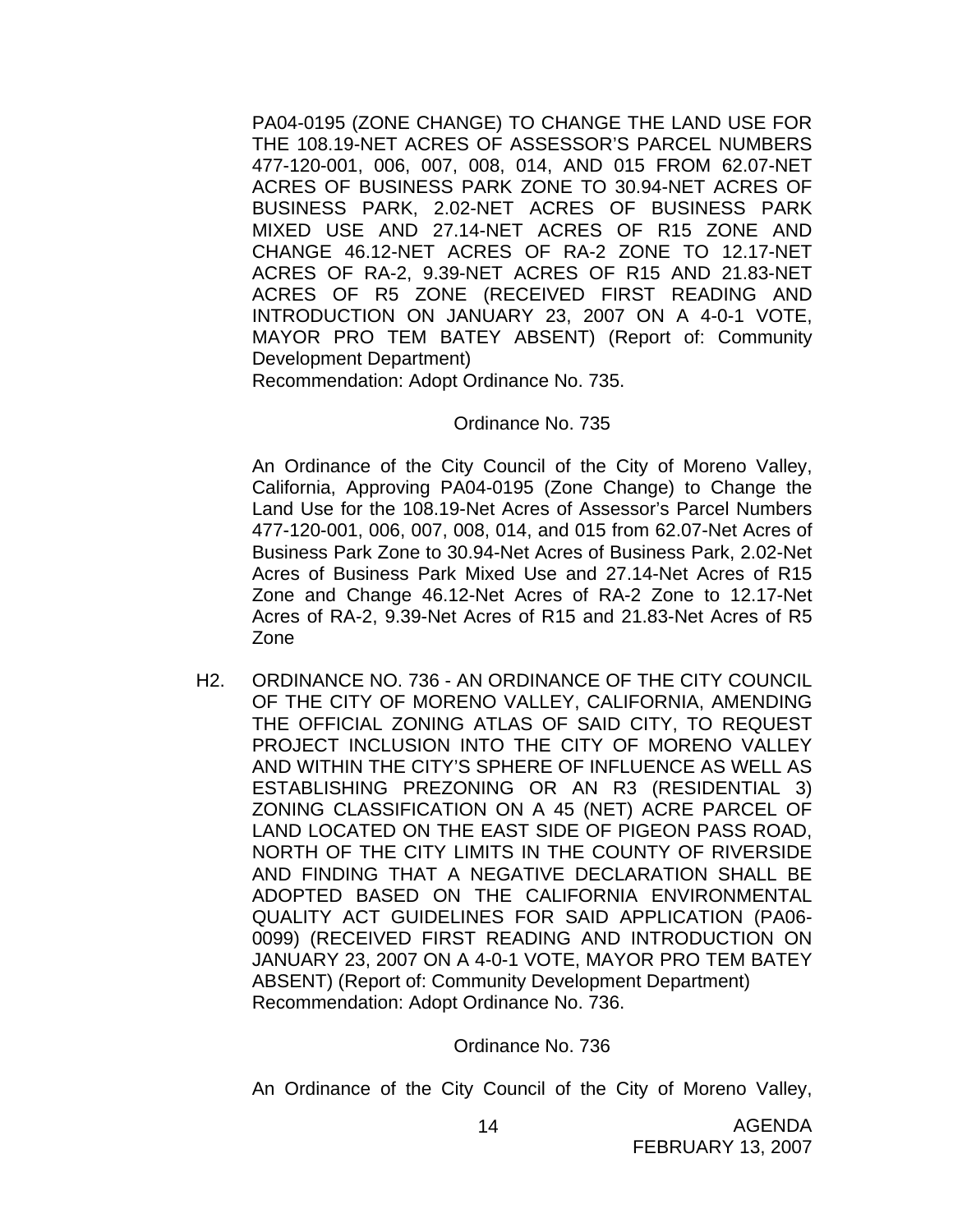PA04-0195 (ZONE CHANGE) TO CHANGE THE LAND USE FOR THE 108.19-NET ACRES OF ASSESSOR'S PARCEL NUMBERS 477-120-001, 006, 007, 008, 014, AND 015 FROM 62.07-NET ACRES OF BUSINESS PARK ZONE TO 30.94-NET ACRES OF BUSINESS PARK, 2.02-NET ACRES OF BUSINESS PARK MIXED USE AND 27.14-NET ACRES OF R15 ZONE AND CHANGE 46.12-NET ACRES OF RA-2 ZONE TO 12.17-NET ACRES OF RA-2, 9.39-NET ACRES OF R15 AND 21.83-NET ACRES OF R5 ZONE (RECEIVED FIRST READING AND INTRODUCTION ON JANUARY 23, 2007 ON A 4-0-1 VOTE, MAYOR PRO TEM BATEY ABSENT) (Report of: Community Development Department)
Recommendation: Adopt Ordinance No. 735.

Ordinance No. 735

An Ordinance of the City Council of the City of Moreno Valley, California, Approving PA04-0195 (Zone Change) to Change the Land Use for the 108.19-Net Acres of Assessor's Parcel Numbers 477-120-001, 006, 007, 008, 014, and 015 from 62.07-Net Acres of Business Park Zone to 30.94-Net Acres of Business Park, 2.02-Net Acres of Business Park Mixed Use and 27.14-Net Acres of R15 Zone and Change 46.12-Net Acres of RA-2 Zone to 12.17-Net Acres of RA-2, 9.39-Net Acres of R15 and 21.83-Net Acres of R5 Zone

H2. ORDINANCE NO. 736 - AN ORDINANCE OF THE CITY COUNCIL OF THE CITY OF MORENO VALLEY, CALIFORNIA, AMENDING THE OFFICIAL ZONING ATLAS OF SAID CITY, TO REQUEST PROJECT INCLUSION INTO THE CITY OF MORENO VALLEY AND WITHIN THE CITY'S SPHERE OF INFLUENCE AS WELL AS ESTABLISHING PREZONING OR AN R3 (RESIDENTIAL 3) ZONING CLASSIFICATION ON A 45 (NET) ACRE PARCEL OF LAND LOCATED ON THE EAST SIDE OF PIGEON PASS ROAD, NORTH OF THE CITY LIMITS IN THE COUNTY OF RIVERSIDE AND FINDING THAT A NEGATIVE DECLARATION SHALL BE ADOPTED BASED ON THE CALIFORNIA ENVIRONMENTAL QUALITY ACT GUIDELINES FOR SAID APPLICATION (PA06-0099) (RECEIVED FIRST READING AND INTRODUCTION ON JANUARY 23, 2007 ON A 4-0-1 VOTE, MAYOR PRO TEM BATEY ABSENT) (Report of: Community Development Department)
Recommendation: Adopt Ordinance No. 736.

Ordinance No. 736

An Ordinance of the City Council of the City of Moreno Valley,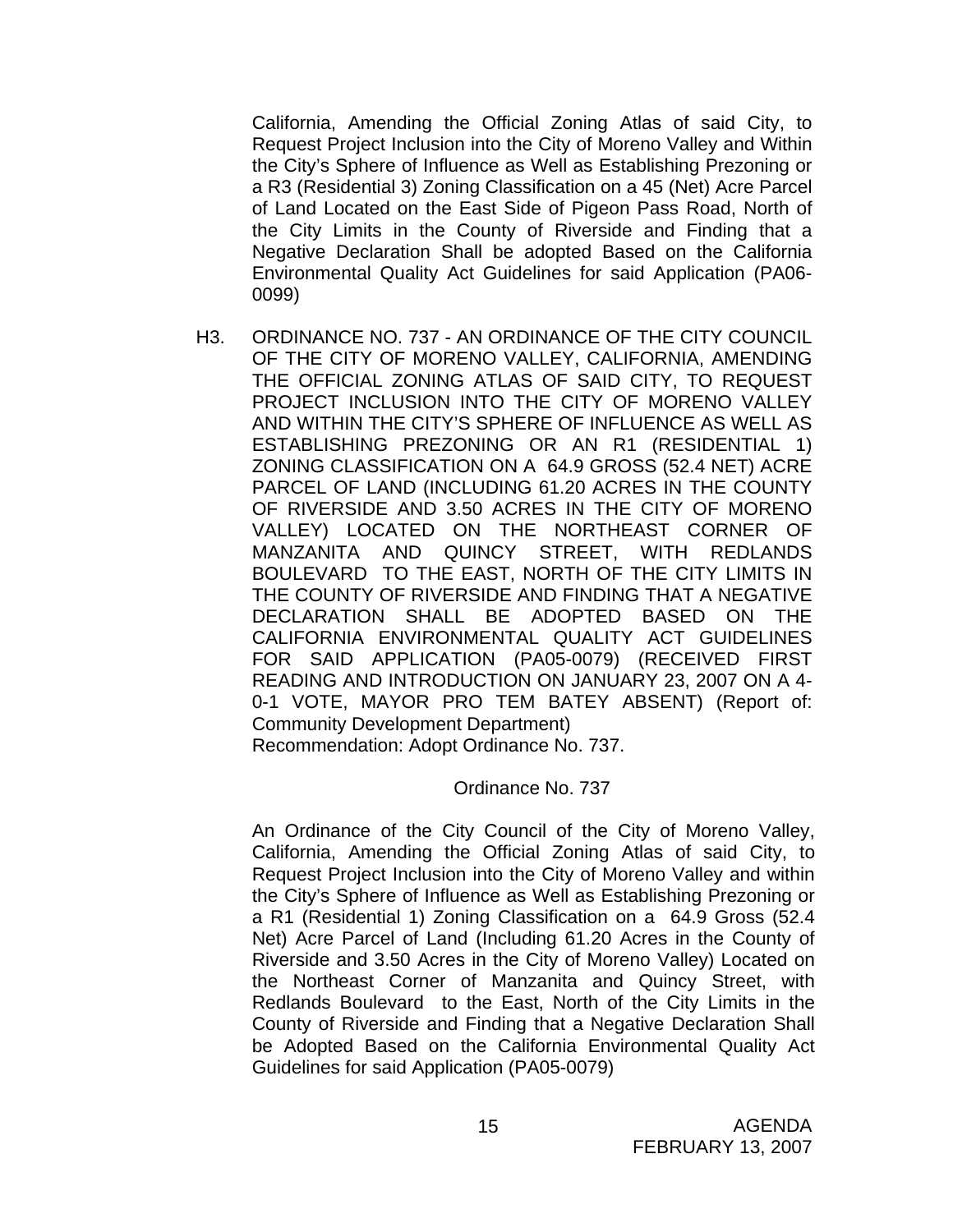California, Amending the Official Zoning Atlas of said City, to Request Project Inclusion into the City of Moreno Valley and Within the City's Sphere of Influence as Well as Establishing Prezoning or a R3 (Residential 3) Zoning Classification on a 45 (Net) Acre Parcel of Land Located on the East Side of Pigeon Pass Road, North of the City Limits in the County of Riverside and Finding that a Negative Declaration Shall be adopted Based on the California Environmental Quality Act Guidelines for said Application (PA06-0099)

H3. ORDINANCE NO. 737 - AN ORDINANCE OF THE CITY COUNCIL OF THE CITY OF MORENO VALLEY, CALIFORNIA, AMENDING THE OFFICIAL ZONING ATLAS OF SAID CITY, TO REQUEST PROJECT INCLUSION INTO THE CITY OF MORENO VALLEY AND WITHIN THE CITY'S SPHERE OF INFLUENCE AS WELL AS ESTABLISHING PREZONING OR AN R1 (RESIDENTIAL 1) ZONING CLASSIFICATION ON A 64.9 GROSS (52.4 NET) ACRE PARCEL OF LAND (INCLUDING 61.20 ACRES IN THE COUNTY OF RIVERSIDE AND 3.50 ACRES IN THE CITY OF MORENO VALLEY) LOCATED ON THE NORTHEAST CORNER OF MANZANITA AND QUINCY STREET, WITH REDLANDS BOULEVARD TO THE EAST, NORTH OF THE CITY LIMITS IN THE COUNTY OF RIVERSIDE AND FINDING THAT A NEGATIVE DECLARATION SHALL BE ADOPTED BASED ON THE CALIFORNIA ENVIRONMENTAL QUALITY ACT GUIDELINES FOR SAID APPLICATION (PA05-0079) (RECEIVED FIRST READING AND INTRODUCTION ON JANUARY 23, 2007 ON A 4-0-1 VOTE, MAYOR PRO TEM BATEY ABSENT) (Report of: Community Development Department)
Recommendation: Adopt Ordinance No. 737.

Ordinance No. 737

An Ordinance of the City Council of the City of Moreno Valley, California, Amending the Official Zoning Atlas of said City, to Request Project Inclusion into the City of Moreno Valley and within the City's Sphere of Influence as Well as Establishing Prezoning or a R1 (Residential 1) Zoning Classification on a 64.9 Gross (52.4 Net) Acre Parcel of Land (Including 61.20 Acres in the County of Riverside and 3.50 Acres in the City of Moreno Valley) Located on the Northeast Corner of Manzanita and Quincy Street, with Redlands Boulevard to the East, North of the City Limits in the County of Riverside and Finding that a Negative Declaration Shall be Adopted Based on the California Environmental Quality Act Guidelines for said Application (PA05-0079)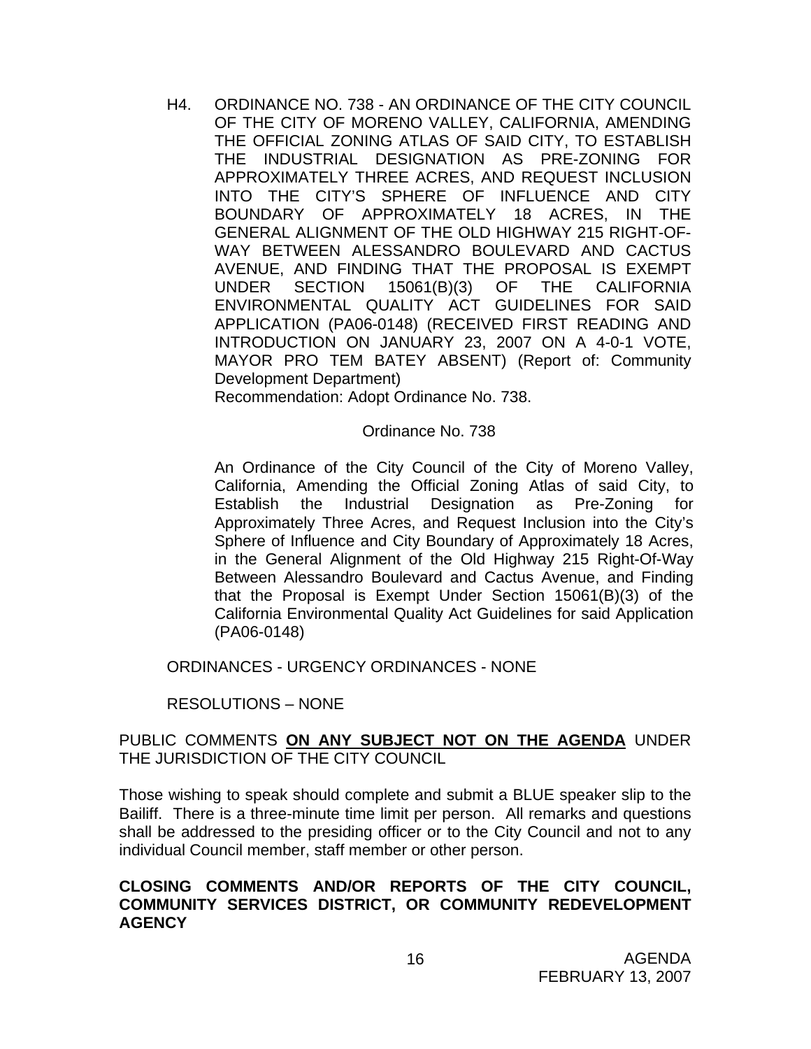H4. ORDINANCE NO. 738 - AN ORDINANCE OF THE CITY COUNCIL OF THE CITY OF MORENO VALLEY, CALIFORNIA, AMENDING THE OFFICIAL ZONING ATLAS OF SAID CITY, TO ESTABLISH THE INDUSTRIAL DESIGNATION AS PRE-ZONING FOR APPROXIMATELY THREE ACRES, AND REQUEST INCLUSION INTO THE CITY'S SPHERE OF INFLUENCE AND CITY BOUNDARY OF APPROXIMATELY 18 ACRES, IN THE GENERAL ALIGNMENT OF THE OLD HIGHWAY 215 RIGHT-OF-WAY BETWEEN ALESSANDRO BOULEVARD AND CACTUS AVENUE, AND FINDING THAT THE PROPOSAL IS EXEMPT UNDER SECTION 15061(B)(3) OF THE CALIFORNIA ENVIRONMENTAL QUALITY ACT GUIDELINES FOR SAID APPLICATION (PA06-0148) (RECEIVED FIRST READING AND INTRODUCTION ON JANUARY 23, 2007 ON A 4-0-1 VOTE, MAYOR PRO TEM BATEY ABSENT) (Report of: Community Development Department)
Recommendation: Adopt Ordinance No. 738.

Ordinance No. 738

An Ordinance of the City Council of the City of Moreno Valley, California, Amending the Official Zoning Atlas of said City, to Establish the Industrial Designation as Pre-Zoning for Approximately Three Acres, and Request Inclusion into the City's Sphere of Influence and City Boundary of Approximately 18 Acres, in the General Alignment of the Old Highway 215 Right-Of-Way Between Alessandro Boulevard and Cactus Avenue, and Finding that the Proposal is Exempt Under Section 15061(B)(3) of the California Environmental Quality Act Guidelines for said Application (PA06-0148)

ORDINANCES - URGENCY ORDINANCES - NONE

RESOLUTIONS – NONE

PUBLIC COMMENTS **ON ANY SUBJECT NOT ON THE AGENDA** UNDER THE JURISDICTION OF THE CITY COUNCIL

Those wishing to speak should complete and submit a BLUE speaker slip to the Bailiff. There is a three-minute time limit per person. All remarks and questions shall be addressed to the presiding officer or to the City Council and not to any individual Council member, staff member or other person.

**CLOSING COMMENTS AND/OR REPORTS OF THE CITY COUNCIL, COMMUNITY SERVICES DISTRICT, OR COMMUNITY REDEVELOPMENT AGENCY**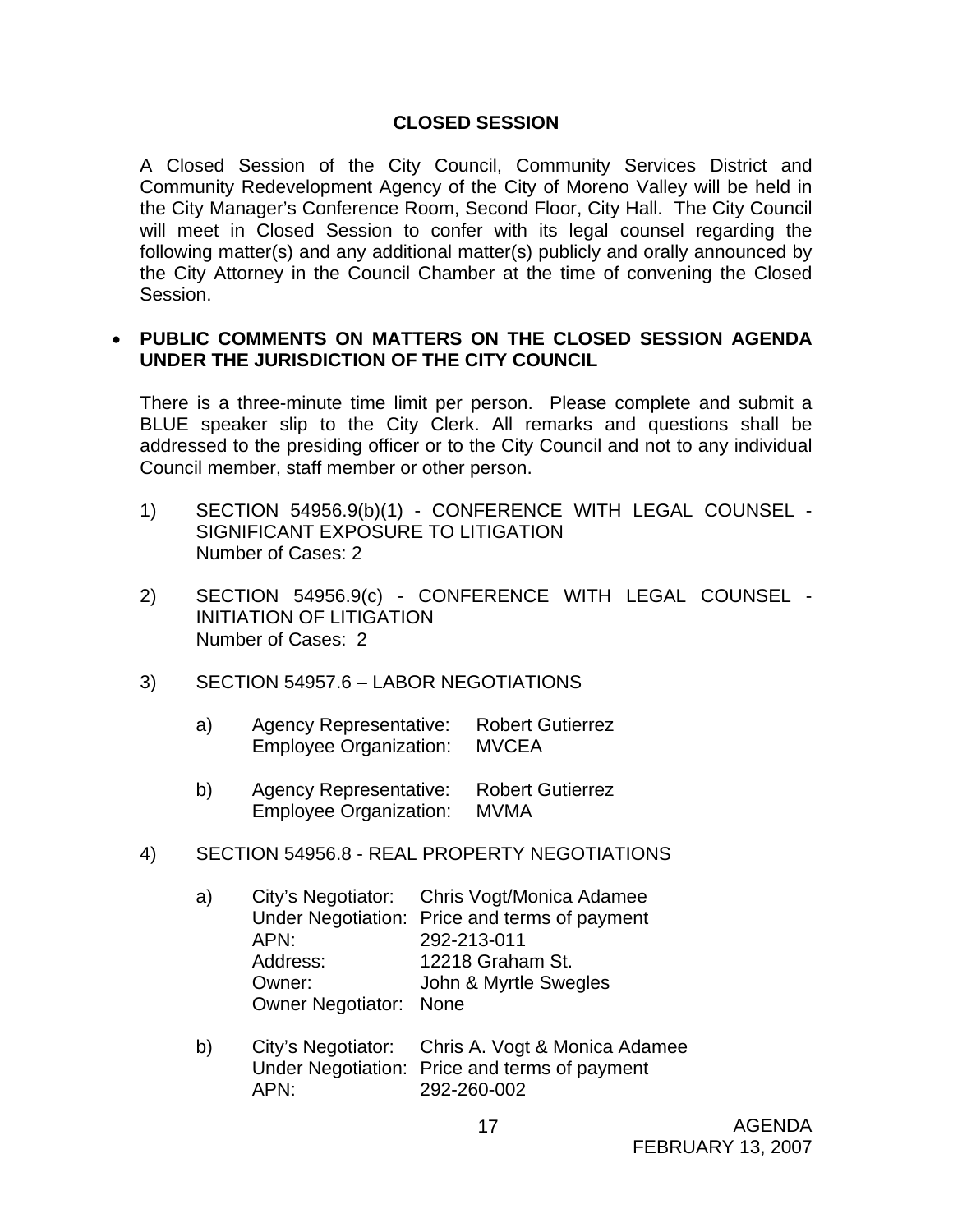## CLOSED SESSION

A Closed Session of the City Council, Community Services District and Community Redevelopment Agency of the City of Moreno Valley will be held in the City Manager's Conference Room, Second Floor, City Hall. The City Council will meet in Closed Session to confer with its legal counsel regarding the following matter(s) and any additional matter(s) publicly and orally announced by the City Attorney in the Council Chamber at the time of convening the Closed Session.

- **PUBLIC COMMENTS ON MATTERS ON THE CLOSED SESSION AGENDA UNDER THE JURISDICTION OF THE CITY COUNCIL**

  There is a three-minute time limit per person. Please complete and submit a BLUE speaker slip to the City Clerk. All remarks and questions shall be addressed to the presiding officer or to the City Council and not to any individual Council member, staff member or other person.

1) SECTION 54956.9(b)(1) - CONFERENCE WITH LEGAL COUNSEL - SIGNIFICANT EXPOSURE TO LITIGATION
   Number of Cases: 2

2) SECTION 54956.9(c) - CONFERENCE WITH LEGAL COUNSEL - INITIATION OF LITIGATION
   Number of Cases: 2

3) SECTION 54957.6 – LABOR NEGOTIATIONS

   a) Agency Representative: Robert Gutierrez
      Employee Organization: MVCEA

   b) Agency Representative: Robert Gutierrez
      Employee Organization: MVMA

4) SECTION 54956.8 - REAL PROPERTY NEGOTIATIONS

   a) City's Negotiator: Chris Vogt/Monica Adamee
      Under Negotiation: Price and terms of payment
      APN: 292-213-011
      Address: 12218 Graham St.
      Owner: John & Myrtle Swegles
      Owner Negotiator: None

   b) City's Negotiator: Chris A. Vogt & Monica Adamee
      Under Negotiation: Price and terms of payment
      APN: 292-260-002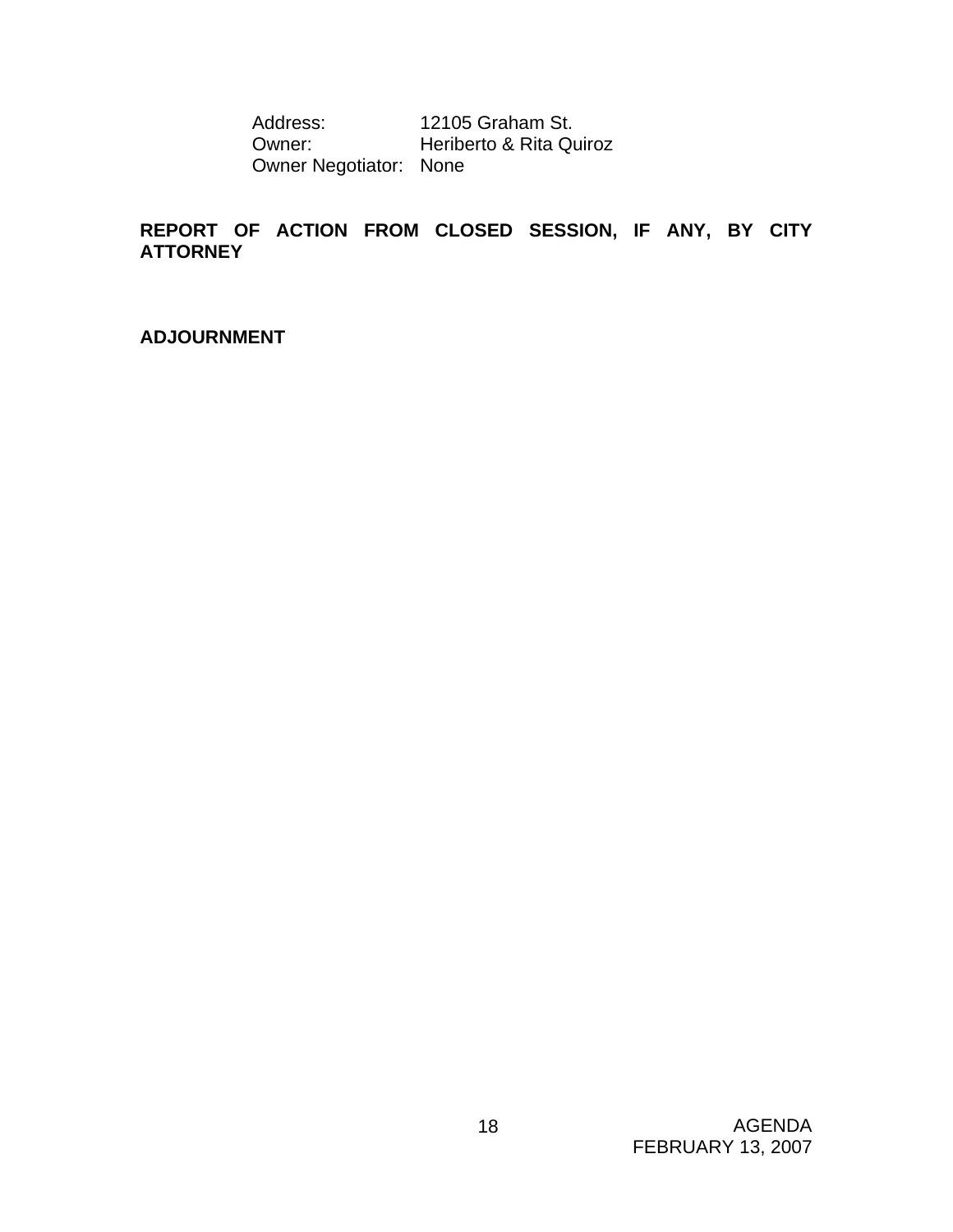Address: 12105 Graham St.
Owner: Heriberto & Rita Quiroz
Owner Negotiator: None

**REPORT OF ACTION FROM CLOSED SESSION, IF ANY, BY CITY ATTORNEY**

**ADJOURNMENT**